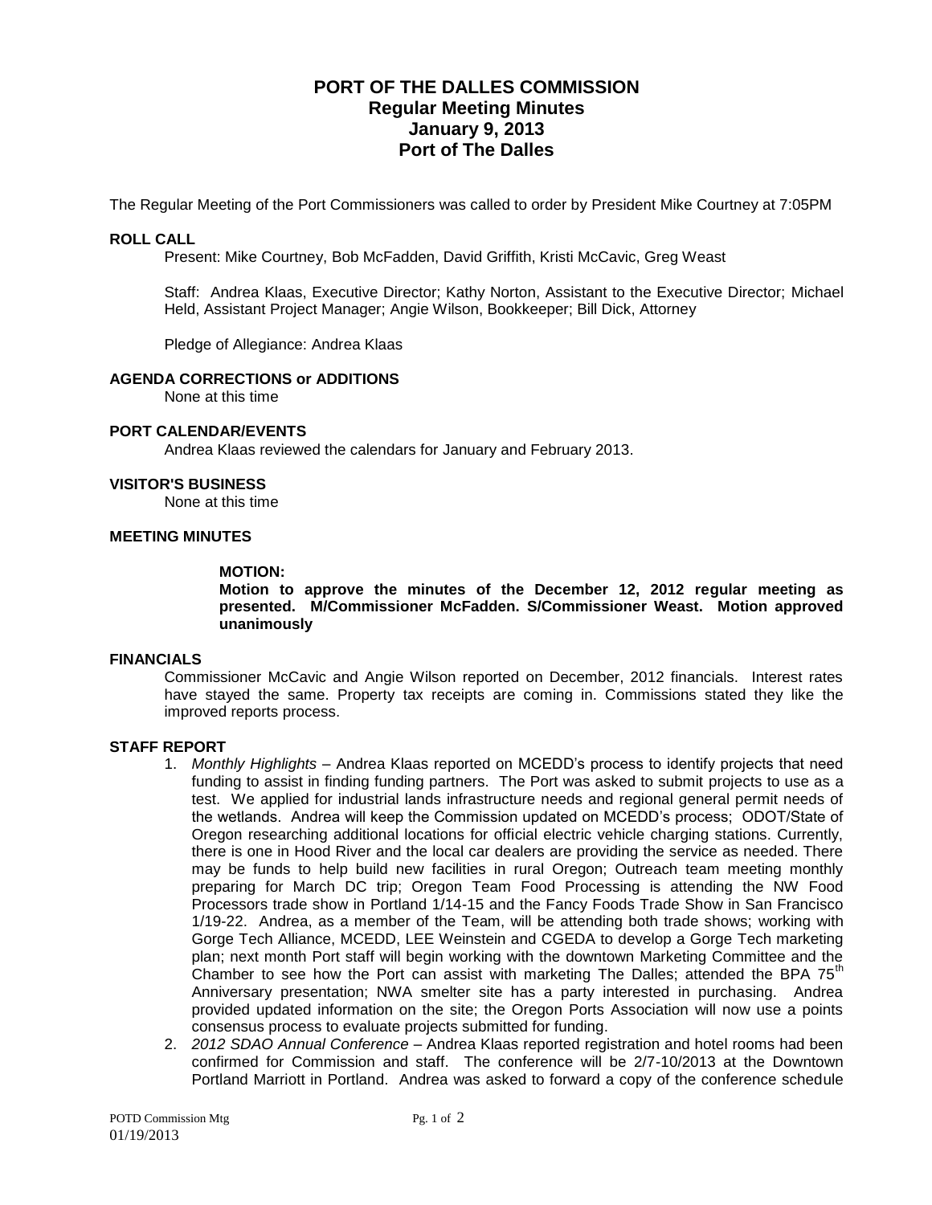# PORT OF THE DALLES COMMISSION
## Regular Meeting Minutes
## January 9, 2013
## Port of The Dalles

The Regular Meeting of the Port Commissioners was called to order by President Mike Courtney at 7:05PM

### ROLL CALL

Present: Mike Courtney, Bob McFadden, David Griffith, Kristi McCavic, Greg Weast

Staff: Andrea Klaas, Executive Director; Kathy Norton, Assistant to the Executive Director; Michael Held, Assistant Project Manager; Angie Wilson, Bookkeeper; Bill Dick, Attorney

Pledge of Allegiance: Andrea Klaas

### AGENDA CORRECTIONS or ADDITIONS

None at this time

### PORT CALENDAR/EVENTS

Andrea Klaas reviewed the calendars for January and February 2013.

### VISITOR'S BUSINESS

None at this time

### MEETING MINUTES

**MOTION:**

**Motion to approve the minutes of the December 12, 2012 regular meeting as presented. M/Commissioner McFadden. S/Commissioner Weast. Motion approved unanimously**

### FINANCIALS

Commissioner McCavic and Angie Wilson reported on December, 2012 financials. Interest rates have stayed the same. Property tax receipts are coming in. Commissions stated they like the improved reports process.

### STAFF REPORT

1. *Monthly Highlights* – Andrea Klaas reported on MCEDD's process to identify projects that need funding to assist in finding funding partners. The Port was asked to submit projects to use as a test. We applied for industrial lands infrastructure needs and regional general permit needs of the wetlands. Andrea will keep the Commission updated on MCEDD's process; ODOT/State of Oregon researching additional locations for official electric vehicle charging stations. Currently, there is one in Hood River and the local car dealers are providing the service as needed. There may be funds to help build new facilities in rural Oregon; Outreach team meeting monthly preparing for March DC trip; Oregon Team Food Processing is attending the NW Food Processors trade show in Portland 1/14-15 and the Fancy Foods Trade Show in San Francisco 1/19-22. Andrea, as a member of the Team, will be attending both trade shows; working with Gorge Tech Alliance, MCEDD, LEE Weinstein and CGEDA to develop a Gorge Tech marketing plan; next month Port staff will begin working with the downtown Marketing Committee and the Chamber to see how the Port can assist with marketing The Dalles; attended the BPA 75th Anniversary presentation; NWA smelter site has a party interested in purchasing. Andrea provided updated information on the site; the Oregon Ports Association will now use a points consensus process to evaluate projects submitted for funding.
2. *2012 SDAO Annual Conference* – Andrea Klaas reported registration and hotel rooms had been confirmed for Commission and staff. The conference will be 2/7-10/2013 at the Downtown Portland Marriott in Portland. Andrea was asked to forward a copy of the conference schedule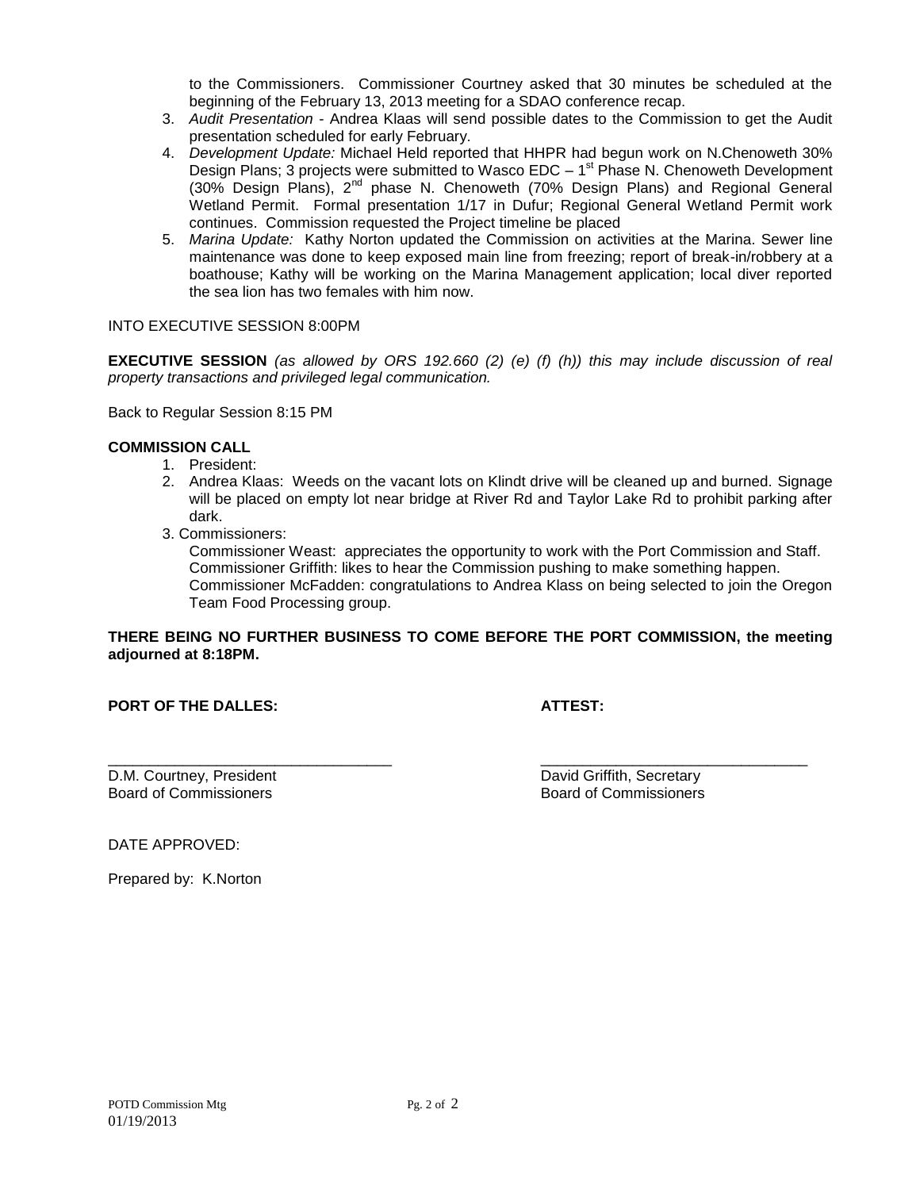to the Commissioners. Commissioner Courtney asked that 30 minutes be scheduled at the beginning of the February 13, 2013 meeting for a SDAO conference recap.

3. *Audit Presentation* - Andrea Klaas will send possible dates to the Commission to get the Audit presentation scheduled for early February.
4. *Development Update:* Michael Held reported that HHPR had begun work on N.Chenoweth 30% Design Plans; 3 projects were submitted to Wasco EDC – 1st Phase N. Chenoweth Development (30% Design Plans), 2nd phase N. Chenoweth (70% Design Plans) and Regional General Wetland Permit. Formal presentation 1/17 in Dufur; Regional General Wetland Permit work continues. Commission requested the Project timeline be placed
5. *Marina Update:* Kathy Norton updated the Commission on activities at the Marina. Sewer line maintenance was done to keep exposed main line from freezing; report of break-in/robbery at a boathouse; Kathy will be working on the Marina Management application; local diver reported the sea lion has two females with him now.

INTO EXECUTIVE SESSION 8:00PM

**EXECUTIVE SESSION** *(as allowed by ORS 192.660 (2) (e) (f) (h)) this may include discussion of real property transactions and privileged legal communication.*

Back to Regular Session 8:15 PM

**COMMISSION CALL**

1. President:
2. Andrea Klaas: Weeds on the vacant lots on Klindt drive will be cleaned up and burned. Signage will be placed on empty lot near bridge at River Rd and Taylor Lake Rd to prohibit parking after dark.
3. Commissioners:

   Commissioner Weast: appreciates the opportunity to work with the Port Commission and Staff.
   Commissioner Griffith: likes to hear the Commission pushing to make something happen.
   Commissioner McFadden: congratulations to Andrea Klass on being selected to join the Oregon Team Food Processing group.

**THERE BEING NO FURTHER BUSINESS TO COME BEFORE THE PORT COMMISSION, the meeting adjourned at 8:18PM.**

**PORT OF THE DALLES:** **ATTEST:**

\_\_\_\_\_\_\_\_\_\_\_\_\_\_\_\_\_\_\_\_\_\_\_\_\_\_\_\_\_\_\_\_\_\_
D.M. Courtney, President
Board of Commissioners

\_\_\_\_\_\_\_\_\_\_\_\_\_\_\_\_\_\_\_\_\_\_\_\_\_\_\_\_\_\_\_\_\_\_
David Griffith, Secretary
Board of Commissioners

DATE APPROVED:

Prepared by: K.Norton